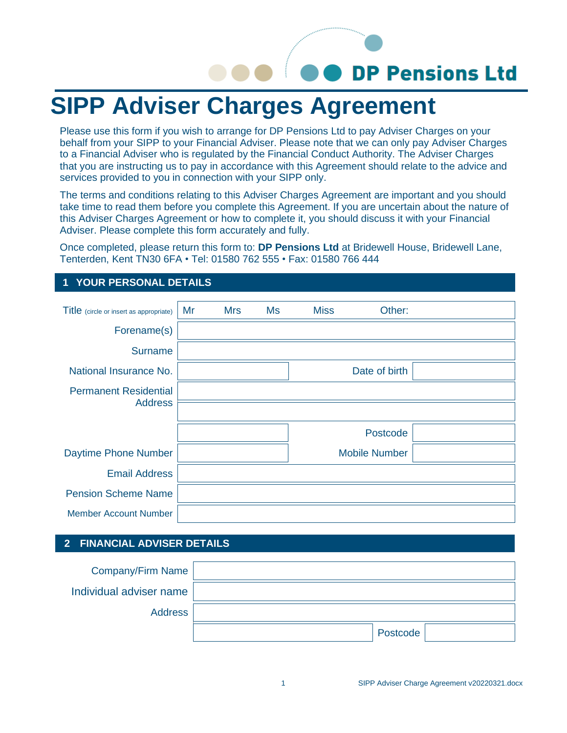DP Pensions Ltd

# SIPP Adviser Charges Agreement

Please use this form if you wish to arrange for DP Pensions Ltd to pay Adviser Charges on your behalf from your SIPP to your Financial Adviser. Please note that we can only pay Adviser Charges to a Financial Adviser who is regulated by the Financial Conduct Authority. The Adviser Charges that you are instructing us to pay in accordance with this Agreement should relate to the advice and services provided to you in connection with your SIPP only.

The terms and conditions relating to this Adviser Charges Agreement are important and you should take time to read them before you complete this Agreement. If you are uncertain about the nature of this Adviser Charges Agreement or how to complete it, you should discuss it with your Financial Adviser. Please complete this form accurately and fully.

Once completed, please return this form to: **DP Pensions Ltd** at Bridewell House, Bridewell Lane, Tenterden, Kent TN30 6FA • Tel: 01580 762 555 • Fax: 01580 766 444

## 1 YOUR PERSONAL DETAILS

| | | | |
|---|---|---|---|
| Title (circle or insert as appropriate) | Mr Mrs Ms Miss Other: | | |
| Forename(s) | | | |
| Surname | | | |
| National Insurance No. | | Date of birth | |
| Permanent Residential Address | | | |
| | | | |
| | | Postcode | |
| Daytime Phone Number | | Mobile Number | |
| Email Address | | | |
| Pension Scheme Name | | | |
| Member Account Number | | | |

## 2 FINANCIAL ADVISER DETAILS

| | | | |
|---|---|---|---|
| Company/Firm Name | | | |
| Individual adviser name | | | |
| Address | | | |
| | | Postcode | |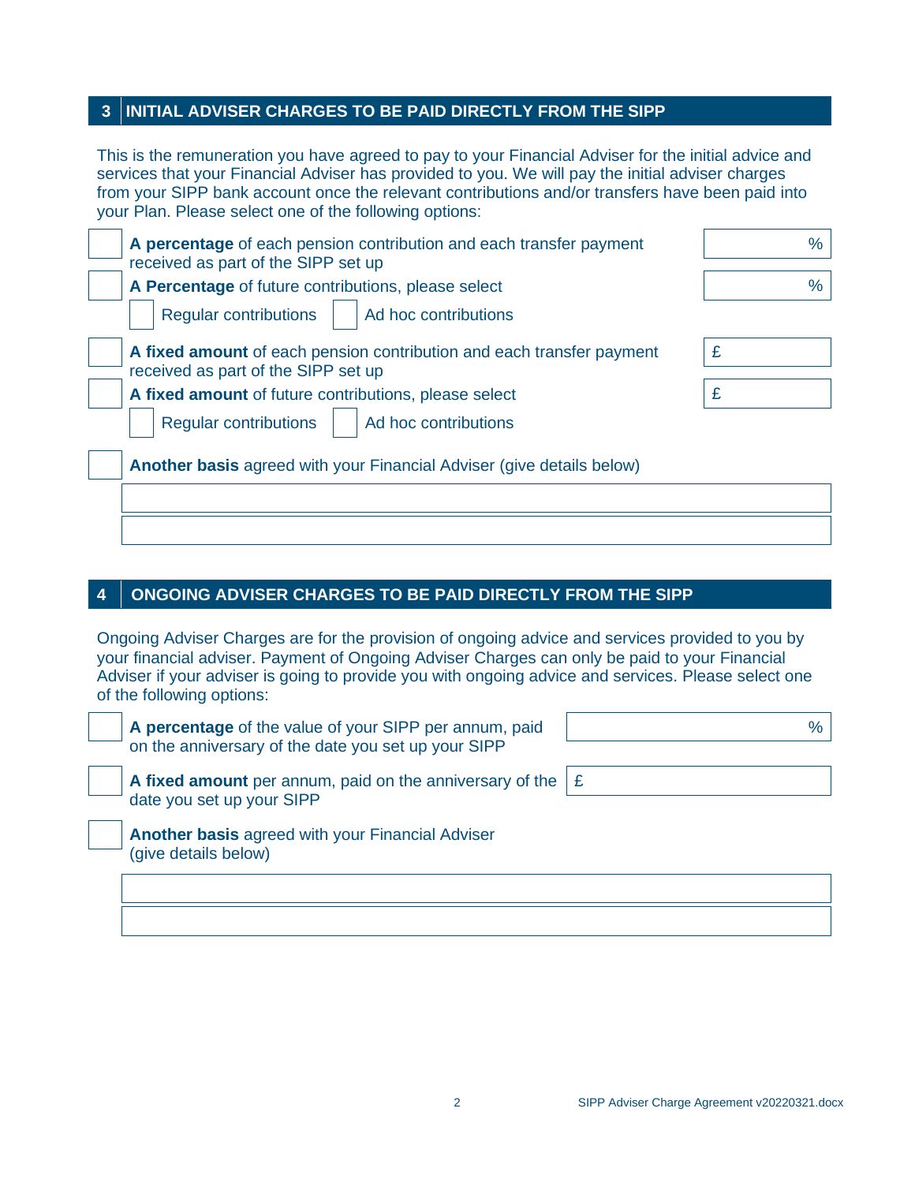## 3 INITIAL ADVISER CHARGES TO BE PAID DIRECTLY FROM THE SIPP

This is the remuneration you have agreed to pay to your Financial Adviser for the initial advice and services that your Financial Adviser has provided to you. We will pay the initial adviser charges from your SIPP bank account once the relevant contributions and/or transfers have been paid into your Plan. Please select one of the following options:

- ☐ **A percentage** of each pension contribution and each transfer payment received as part of the SIPP set up ______ %
- ☐ **A Percentage** of future contributions, please select ______ %
  - ☐ Regular contributions ☐ Ad hoc contributions
- ☐ **A fixed amount** of each pension contribution and each transfer payment received as part of the SIPP set up £ ______
- ☐ **A fixed amount** of future contributions, please select £ ______
  - ☐ Regular contributions ☐ Ad hoc contributions
- ☐ **Another basis** agreed with your Financial Adviser (give details below)

______________________________________________

______________________________________________

## 4 ONGOING ADVISER CHARGES TO BE PAID DIRECTLY FROM THE SIPP

Ongoing Adviser Charges are for the provision of ongoing advice and services provided to you by your financial adviser. Payment of Ongoing Adviser Charges can only be paid to your Financial Adviser if your adviser is going to provide you with ongoing advice and services. Please select one of the following options:

- ☐ **A percentage** of the value of your SIPP per annum, paid on the anniversary of the date you set up your SIPP ______ %
- ☐ **A fixed amount** per annum, paid on the anniversary of the date you set up your SIPP £ ______
- ☐ **Another basis** agreed with your Financial Adviser (give details below)

______________________________________________

______________________________________________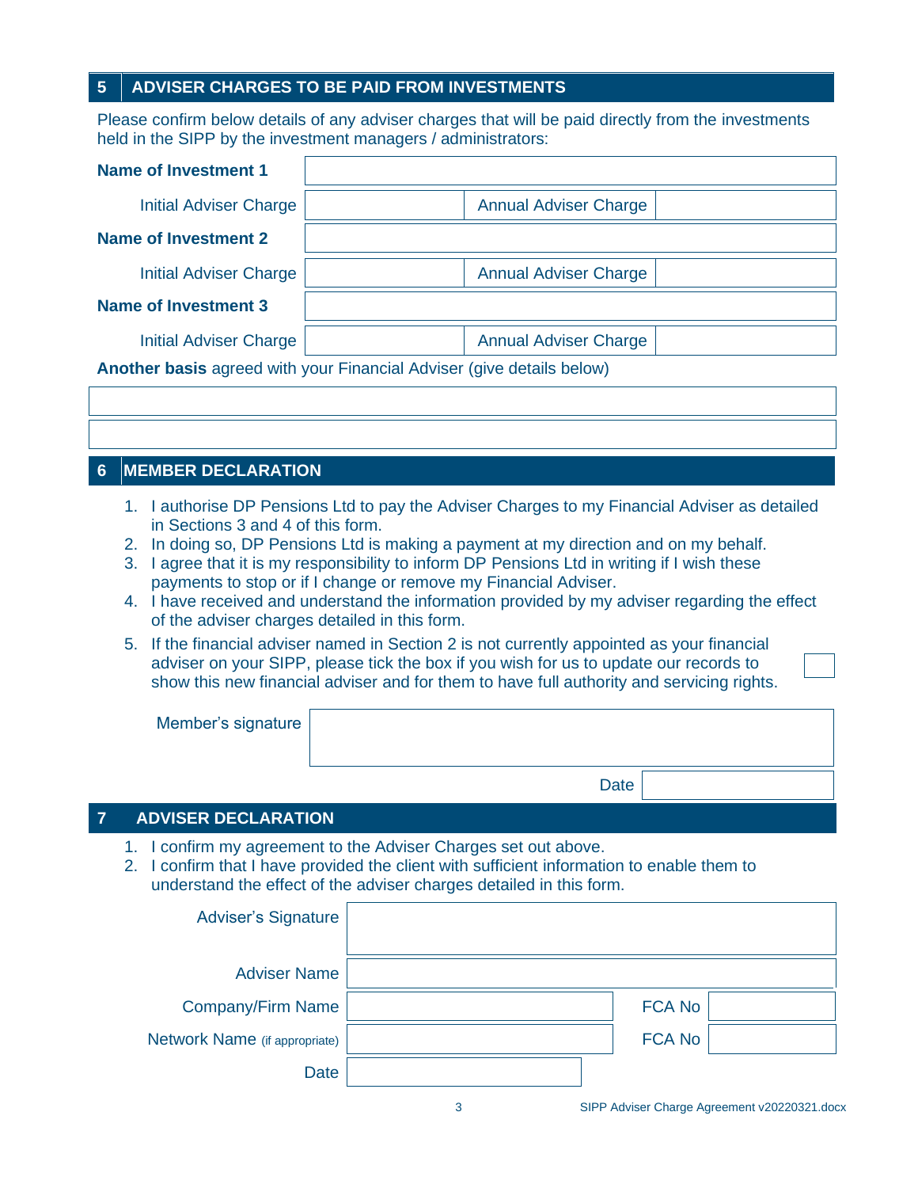## 5 ADVISER CHARGES TO BE PAID FROM INVESTMENTS

Please confirm below details of any adviser charges that will be paid directly from the investments held in the SIPP by the investment managers / administrators:

| | | | |
|---|---|---|---|
| **Name of Investment 1** | | | |
| Initial Adviser Charge | | Annual Adviser Charge | |
| **Name of Investment 2** | | | |
| Initial Adviser Charge | | Annual Adviser Charge | |
| **Name of Investment 3** | | | |
| Initial Adviser Charge | | Annual Adviser Charge | |

**Another basis** agreed with your Financial Adviser (give details below)

| |
|---|
| |
| |

## 6 MEMBER DECLARATION

1. I authorise DP Pensions Ltd to pay the Adviser Charges to my Financial Adviser as detailed in Sections 3 and 4 of this form.
2. In doing so, DP Pensions Ltd is making a payment at my direction and on my behalf.
3. I agree that it is my responsibility to inform DP Pensions Ltd in writing if I wish these payments to stop or if I change or remove my Financial Adviser.
4. I have received and understand the information provided by my adviser regarding the effect of the adviser charges detailed in this form.
5. If the financial adviser named in Section 2 is not currently appointed as your financial adviser on your SIPP, please tick the box if you wish for us to update our records to show this new financial adviser and for them to have full authority and servicing rights. ☐

| | |
|---|---|
| Member's signature | |
| Date | |

## 7 ADVISER DECLARATION

1. I confirm my agreement to the Adviser Charges set out above.
2. I confirm that I have provided the client with sufficient information to enable them to understand the effect of the adviser charges detailed in this form.

| | | | |
|---|---|---|---|
| Adviser's Signature | | | |
| Adviser Name | | | |
| Company/Firm Name | | FCA No | |
| Network Name (if appropriate) | | FCA No | |
| Date | | | |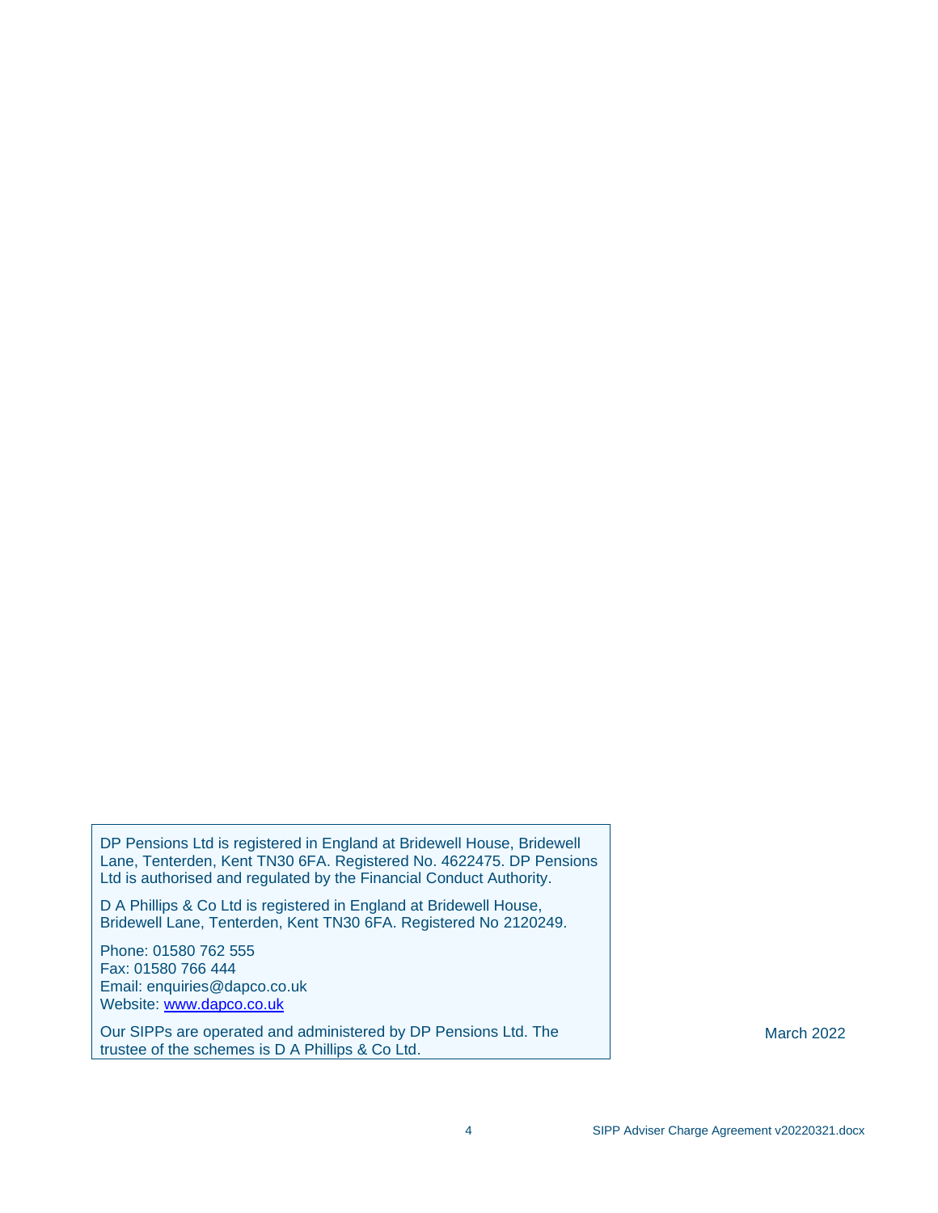DP Pensions Ltd is registered in England at Bridewell House, Bridewell Lane, Tenterden, Kent TN30 6FA. Registered No. 4622475. DP Pensions Ltd is authorised and regulated by the Financial Conduct Authority.

D A Phillips & Co Ltd is registered in England at Bridewell House, Bridewell Lane, Tenterden, Kent TN30 6FA. Registered No 2120249.

Phone: 01580 762 555
Fax: 01580 766 444
Email: enquiries@dapco.co.uk
Website: [www.dapco.co.uk](http://www.dapco.co.uk)

Our SIPPs are operated and administered by DP Pensions Ltd. The trustee of the schemes is D A Phillips & Co Ltd.

March 2022